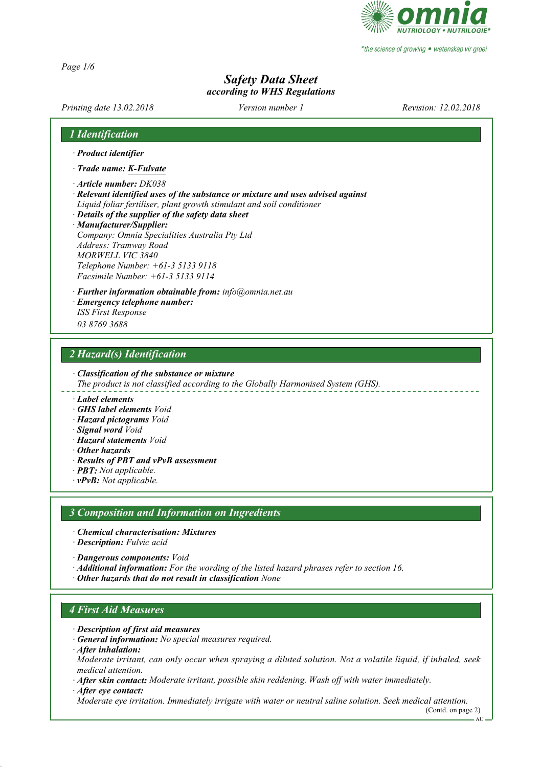# Safety Data Sheet

*according to WHS Regulations*

*Printing date 13.02.2018* *Version number 1* *Revision: 12.02.2018*

## 1 Identification

· **Product identifier**

· **Trade name: K-Fulvate**

· **Article number:** DK038

· **Relevant identified uses of the substance or mixture and uses advised against**
Liquid foliar fertiliser, plant growth stimulant and soil conditioner

· **Details of the supplier of the safety data sheet**

· **Manufacturer/Supplier:**
Company: Omnia Specialities Australia Pty Ltd
Address: Tramway Road
MORWELL VIC 3840
Telephone Number: +61-3 5133 9118
Facsimile Number: +61-3 5133 9114

· **Further information obtainable from:** info@omnia.net.au

· **Emergency telephone number:**
ISS First Response
03 8769 3688

## 2 Hazard(s) Identification

· **Classification of the substance or mixture**
The product is not classified according to the Globally Harmonised System (GHS).

· **Label elements**
· **GHS label elements** Void
· **Hazard pictograms** Void
· **Signal word** Void
· **Hazard statements** Void
· **Other hazards**
· **Results of PBT and vPvB assessment**
· **PBT:** Not applicable.
· **vPvB:** Not applicable.

## 3 Composition and Information on Ingredients

· **Chemical characterisation: Mixtures**
· **Description:** Fulvic acid

· **Dangerous components:** Void
· **Additional information:** For the wording of the listed hazard phrases refer to section 16.
· **Other hazards that do not result in classification** None

## 4 First Aid Measures

· **Description of first aid measures**
· **General information:** No special measures required.
· **After inhalation:**
Moderate irritant, can only occur when spraying a diluted solution. Not a volatile liquid, if inhaled, seek medical attention.
· **After skin contact:** Moderate irritant, possible skin reddening. Wash off with water immediately.
· **After eye contact:**
Moderate eye irritation. Immediately irrigate with water or neutral saline solution. Seek medical attention.

(Contd. on page 2)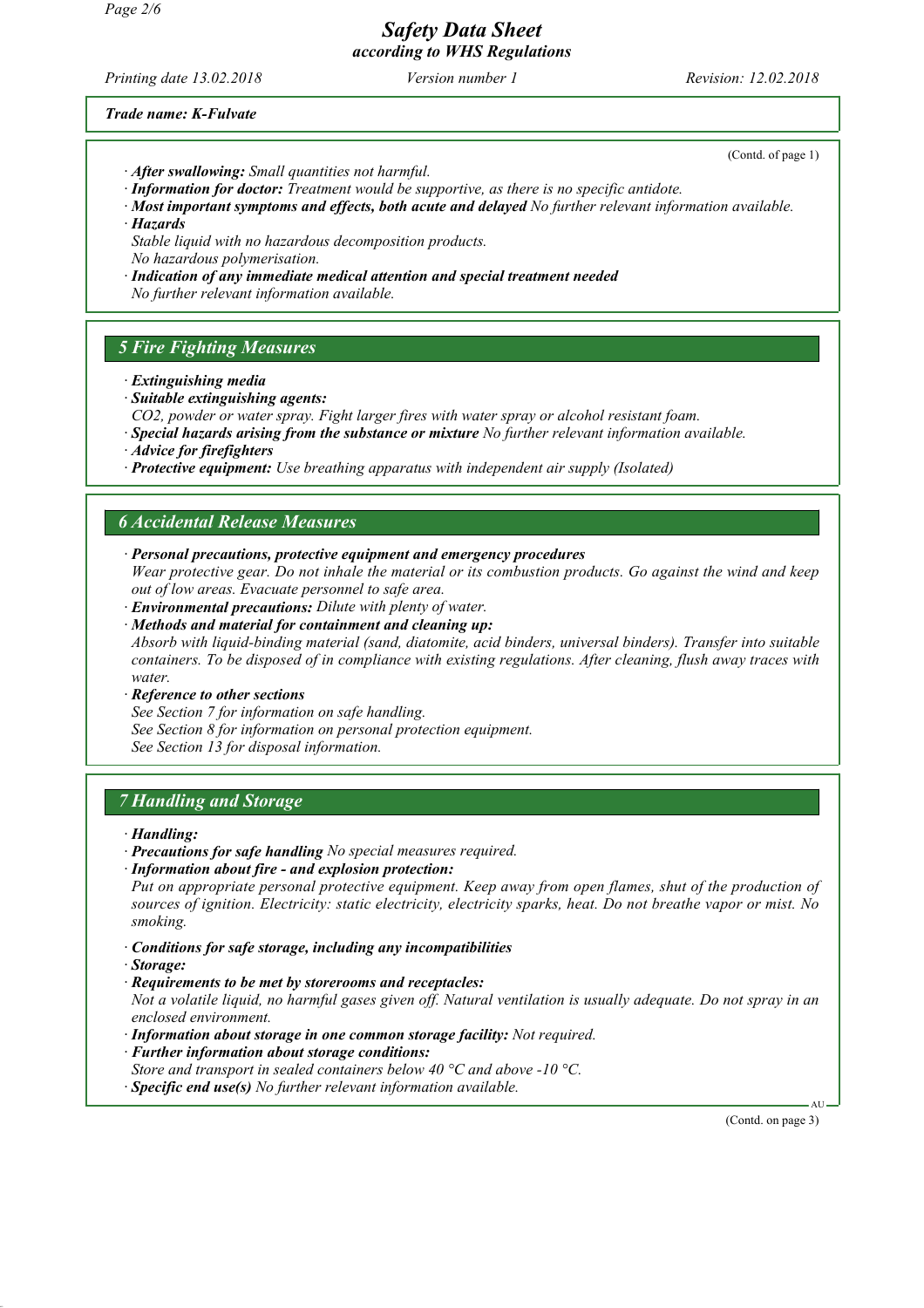*Trade name: K-Fulvate*

(Contd. of page 1)

· ***After swallowing:*** *Small quantities not harmful.*
· ***Information for doctor:*** *Treatment would be supportive, as there is no specific antidote.*
· ***Most important symptoms and effects, both acute and delayed*** *No further relevant information available.*
· ***Hazards***
*Stable liquid with no hazardous decomposition products.*
*No hazardous polymerisation.*
· ***Indication of any immediate medical attention and special treatment needed***
*No further relevant information available.*

## *5 Fire Fighting Measures*

· ***Extinguishing media***
· ***Suitable extinguishing agents:***
*CO2, powder or water spray. Fight larger fires with water spray or alcohol resistant foam.*
· ***Special hazards arising from the substance or mixture*** *No further relevant information available.*
· ***Advice for firefighters***
· ***Protective equipment:*** *Use breathing apparatus with independent air supply (Isolated)*

## *6 Accidental Release Measures*

· ***Personal precautions, protective equipment and emergency procedures***
*Wear protective gear. Do not inhale the material or its combustion products. Go against the wind and keep out of low areas. Evacuate personnel to safe area.*
· ***Environmental precautions:*** *Dilute with plenty of water.*
· ***Methods and material for containment and cleaning up:***
*Absorb with liquid-binding material (sand, diatomite, acid binders, universal binders). Transfer into suitable containers. To be disposed of in compliance with existing regulations. After cleaning, flush away traces with water.*
· ***Reference to other sections***
*See Section 7 for information on safe handling.*
*See Section 8 for information on personal protection equipment.*
*See Section 13 for disposal information.*

## *7 Handling and Storage*

· ***Handling:***
· ***Precautions for safe handling*** *No special measures required.*
· ***Information about fire - and explosion protection:***
*Put on appropriate personal protective equipment. Keep away from open flames, shut of the production of sources of ignition. Electricity: static electricity, electricity sparks, heat. Do not breathe vapor or mist. No smoking.*

· ***Conditions for safe storage, including any incompatibilities***
· ***Storage:***
· ***Requirements to be met by storerooms and receptacles:***
*Not a volatile liquid, no harmful gases given off. Natural ventilation is usually adequate. Do not spray in an enclosed environment.*
· ***Information about storage in one common storage facility:*** *Not required.*
· ***Further information about storage conditions:***
*Store and transport in sealed containers below 40 °C and above -10 °C.*
· ***Specific end use(s)*** *No further relevant information available.*

(Contd. on page 3)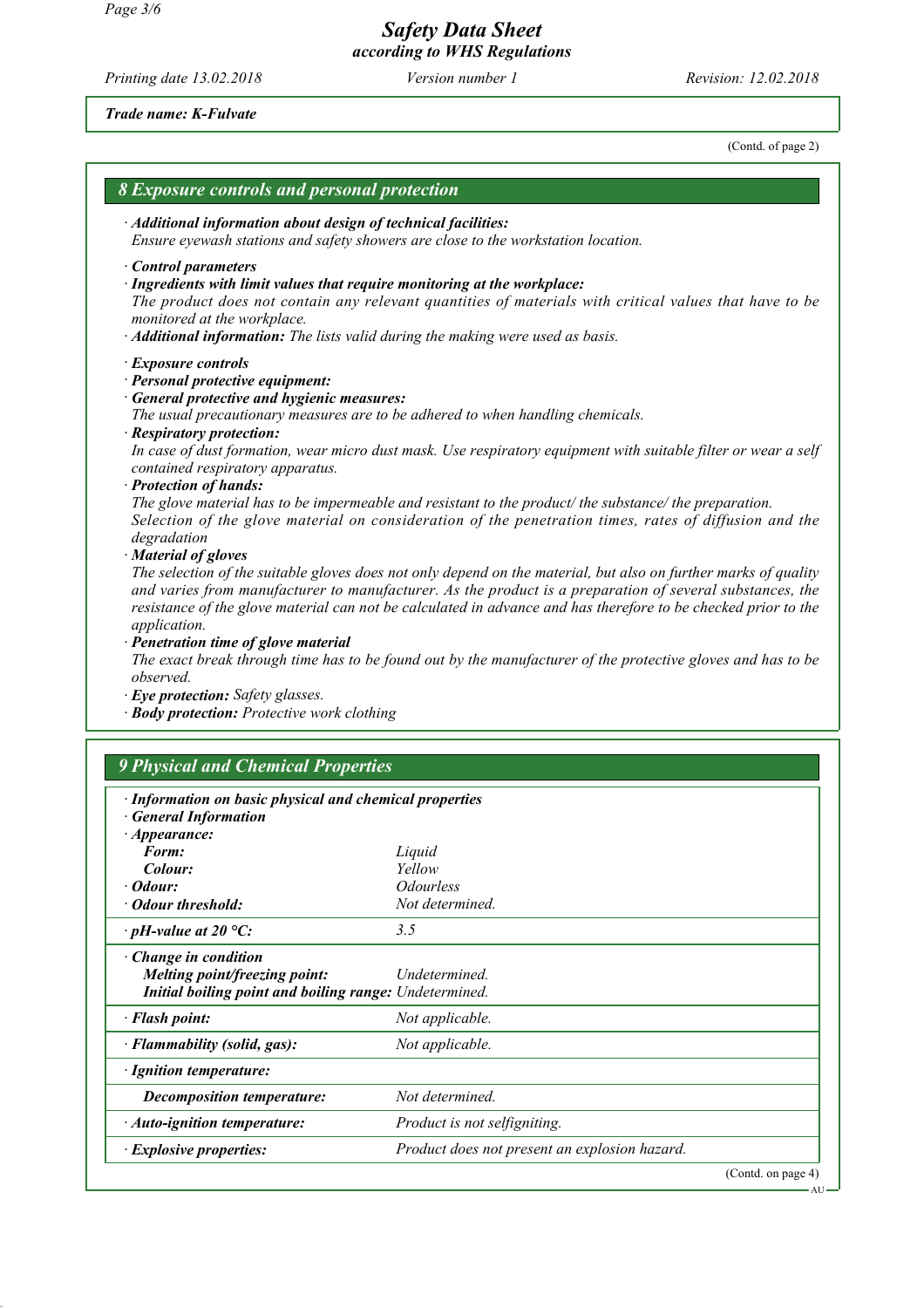**Trade name: K-Fulvate**

(Contd. of page 2)

## 8 Exposure controls and personal protection

· ***Additional information about design of technical facilities:***
*Ensure eyewash stations and safety showers are close to the workstation location.*

· ***Control parameters***
· ***Ingredients with limit values that require monitoring at the workplace:***
*The product does not contain any relevant quantities of materials with critical values that have to be monitored at the workplace.*
· ***Additional information:*** *The lists valid during the making were used as basis.*

· ***Exposure controls***
· ***Personal protective equipment:***
· ***General protective and hygienic measures:***
*The usual precautionary measures are to be adhered to when handling chemicals.*
· ***Respiratory protection:***
*In case of dust formation, wear micro dust mask. Use respiratory equipment with suitable filter or wear a self contained respiratory apparatus.*
· ***Protection of hands:***
*The glove material has to be impermeable and resistant to the product/ the substance/ the preparation.*
*Selection of the glove material on consideration of the penetration times, rates of diffusion and the degradation*
· ***Material of gloves***
*The selection of the suitable gloves does not only depend on the material, but also on further marks of quality and varies from manufacturer to manufacturer. As the product is a preparation of several substances, the resistance of the glove material can not be calculated in advance and has therefore to be checked prior to the application.*
· ***Penetration time of glove material***
*The exact break through time has to be found out by the manufacturer of the protective gloves and has to be observed.*
· ***Eye protection:*** *Safety glasses.*
· ***Body protection:*** *Protective work clothing*

## 9 Physical and Chemical Properties

| | |
|---|---|
| · ***Information on basic physical and chemical properties*** | |
| · ***General Information*** | |
| · ***Appearance:*** | |
| ***Form:*** | *Liquid* |
| ***Colour:*** | *Yellow* |
| · ***Odour:*** | *Odourless* |
| · ***Odour threshold:*** | *Not determined.* |
| · ***pH-value at 20 °C:*** | *3.5* |
| · ***Change in condition*** | |
| ***Melting point/freezing point:*** | *Undetermined.* |
| ***Initial boiling point and boiling range:*** | *Undetermined.* |
| · ***Flash point:*** | *Not applicable.* |
| · ***Flammability (solid, gas):*** | *Not applicable.* |
| · ***Ignition temperature:*** | |
| ***Decomposition temperature:*** | *Not determined.* |
| · ***Auto-ignition temperature:*** | *Product is not selfigniting.* |
| · ***Explosive properties:*** | *Product does not present an explosion hazard.* |

(Contd. on page 4)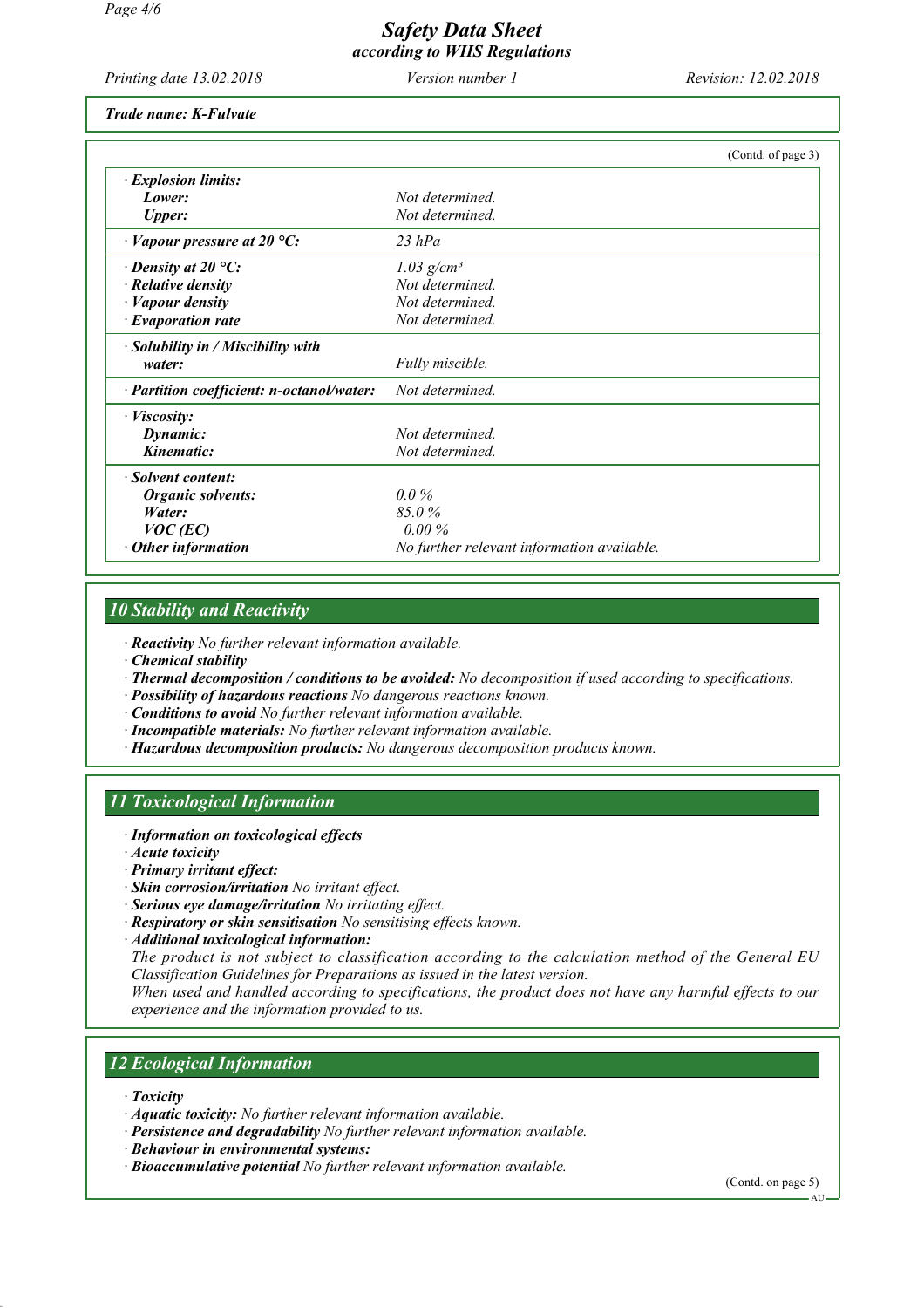Trade name: K-Fulvate

(Contd. of page 3)

| | |
|---|---|
| · **Explosion limits:** | |
| **Lower:** | Not determined. |
| **Upper:** | Not determined. |
| · **Vapour pressure at 20 °C:** | 23 hPa |
| · **Density at 20 °C:** | 1.03 g/cm³ |
| · **Relative density** | Not determined. |
| · **Vapour density** | Not determined. |
| · **Evaporation rate** | Not determined. |
| · **Solubility in / Miscibility with water:** | Fully miscible. |
| · **Partition coefficient: n-octanol/water:** | Not determined. |
| · **Viscosity:** | |
| **Dynamic:** | Not determined. |
| **Kinematic:** | Not determined. |
| · **Solvent content:** | |
| **Organic solvents:** | 0.0 % |
| **Water:** | 85.0 % |
| **VOC (EC)** | 0.00 % |
| · **Other information** | No further relevant information available. |

## 10 Stability and Reactivity

· **Reactivity** No further relevant information available.
· **Chemical stability**
· **Thermal decomposition / conditions to be avoided:** No decomposition if used according to specifications.
· **Possibility of hazardous reactions** No dangerous reactions known.
· **Conditions to avoid** No further relevant information available.
· **Incompatible materials:** No further relevant information available.
· **Hazardous decomposition products:** No dangerous decomposition products known.

## 11 Toxicological Information

· **Information on toxicological effects**
· **Acute toxicity**
· **Primary irritant effect:**
· **Skin corrosion/irritation** No irritant effect.
· **Serious eye damage/irritation** No irritating effect.
· **Respiratory or skin sensitisation** No sensitising effects known.
· **Additional toxicological information:**
The product is not subject to classification according to the calculation method of the General EU Classification Guidelines for Preparations as issued in the latest version.
When used and handled according to specifications, the product does not have any harmful effects to our experience and the information provided to us.

## 12 Ecological Information

· **Toxicity**
· **Aquatic toxicity:** No further relevant information available.
· **Persistence and degradability** No further relevant information available.
· **Behaviour in environmental systems:**
· **Bioaccumulative potential** No further relevant information available.

(Contd. on page 5)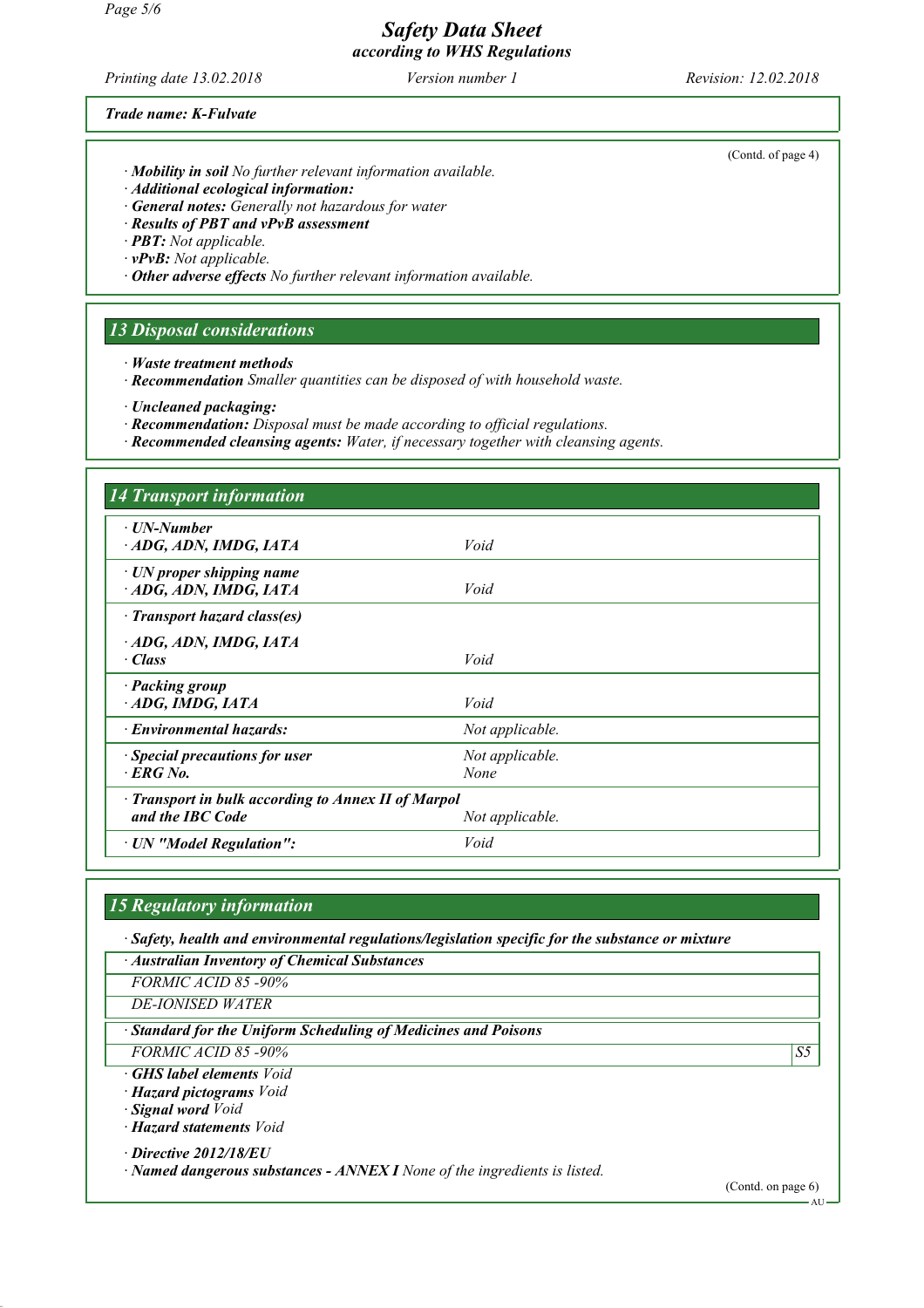Trade name: K-Fulvate

(Contd. of page 4)

· **Mobility in soil** No further relevant information available.
· **Additional ecological information:**
· **General notes:** Generally not hazardous for water
· **Results of PBT and vPvB assessment**
· **PBT:** Not applicable.
· **vPvB:** Not applicable.
· **Other adverse effects** No further relevant information available.

## 13 Disposal considerations

· **Waste treatment methods**
· **Recommendation** Smaller quantities can be disposed of with household waste.

· **Uncleaned packaging:**
· **Recommendation:** Disposal must be made according to official regulations.
· **Recommended cleansing agents:** Water, if necessary together with cleansing agents.

## 14 Transport information

| | |
|---|---|
| · **UN-Number**<br>· **ADG, ADN, IMDG, IATA** | Void |
| · **UN proper shipping name**<br>· **ADG, ADN, IMDG, IATA** | Void |
| · **Transport hazard class(es)** | |
| · **ADG, ADN, IMDG, IATA**<br>· **Class** | Void |
| · **Packing group**<br>· **ADG, IMDG, IATA** | Void |
| · **Environmental hazards:** | Not applicable. |
| · **Special precautions for user**<br>· **ERG No.** | Not applicable.<br>None |
| · **Transport in bulk according to Annex II of Marpol and the IBC Code** | Not applicable. |
| · **UN "Model Regulation":** | Void |

## 15 Regulatory information

· **Safety, health and environmental regulations/legislation specific for the substance or mixture**

| · **Australian Inventory of Chemical Substances** | |
|---|---|
| FORMIC ACID 85 -90% | |
| DE-IONISED WATER | |
| · **Standard for the Uniform Scheduling of Medicines and Poisons** | |
| FORMIC ACID 85 -90% | S5 |

· **GHS label elements** Void
· **Hazard pictograms** Void
· **Signal word** Void
· **Hazard statements** Void

· **Directive 2012/18/EU**
· **Named dangerous substances - ANNEX I** None of the ingredients is listed.

(Contd. on page 6)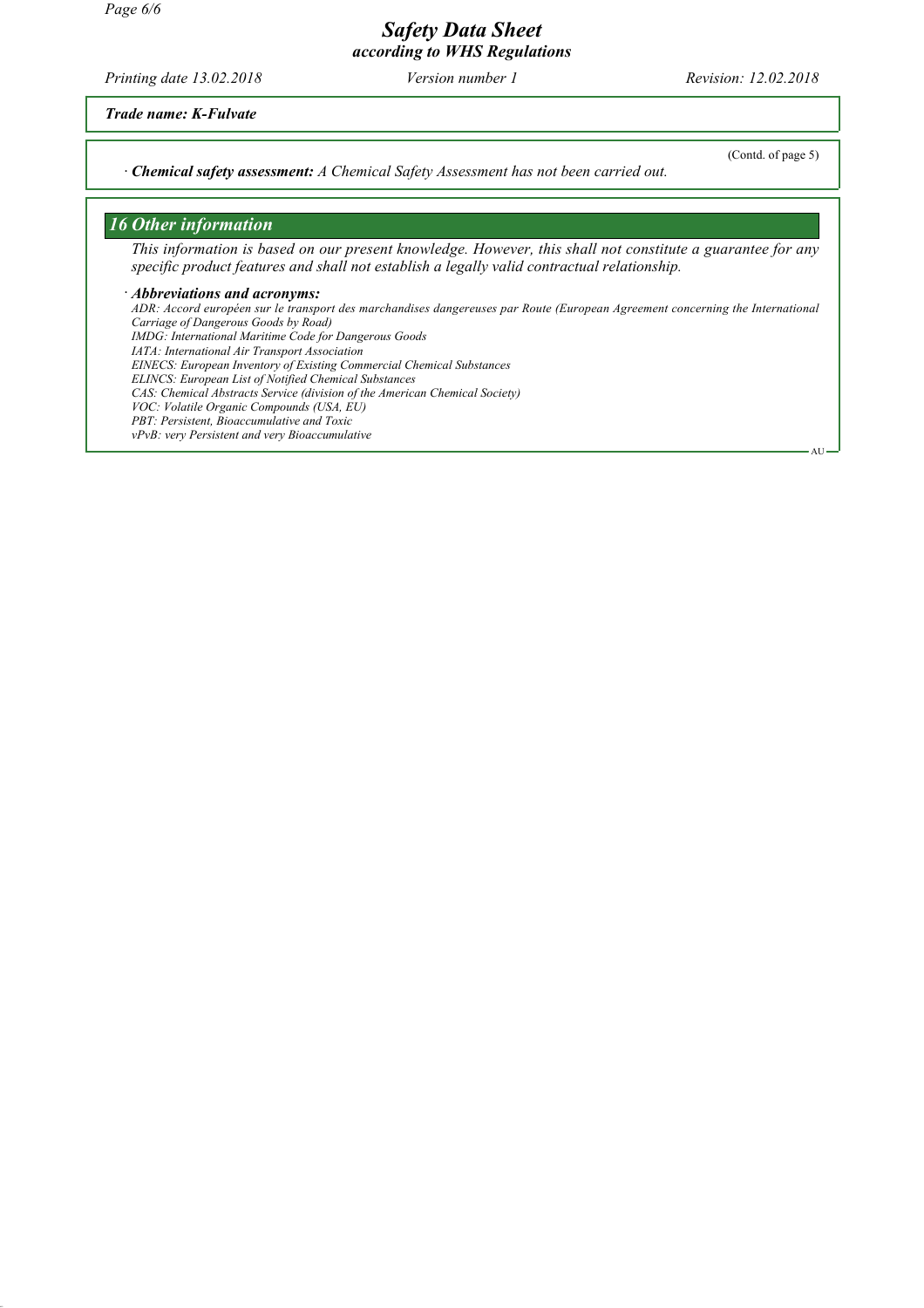*Trade name: K-Fulvate*

(Contd. of page 5)

· ***Chemical safety assessment:*** *A Chemical Safety Assessment has not been carried out.*

## *16 Other information*

*This information is based on our present knowledge. However, this shall not constitute a guarantee for any specific product features and shall not establish a legally valid contractual relationship.*

· ***Abbreviations and acronyms:***

*ADR: Accord européen sur le transport des marchandises dangereuses par Route (European Agreement concerning the International Carriage of Dangerous Goods by Road)*
*IMDG: International Maritime Code for Dangerous Goods*
*IATA: International Air Transport Association*
*EINECS: European Inventory of Existing Commercial Chemical Substances*
*ELINCS: European List of Notified Chemical Substances*
*CAS: Chemical Abstracts Service (division of the American Chemical Society)*
*VOC: Volatile Organic Compounds (USA, EU)*
*PBT: Persistent, Bioaccumulative and Toxic*
*vPvB: very Persistent and very Bioaccumulative*

AU